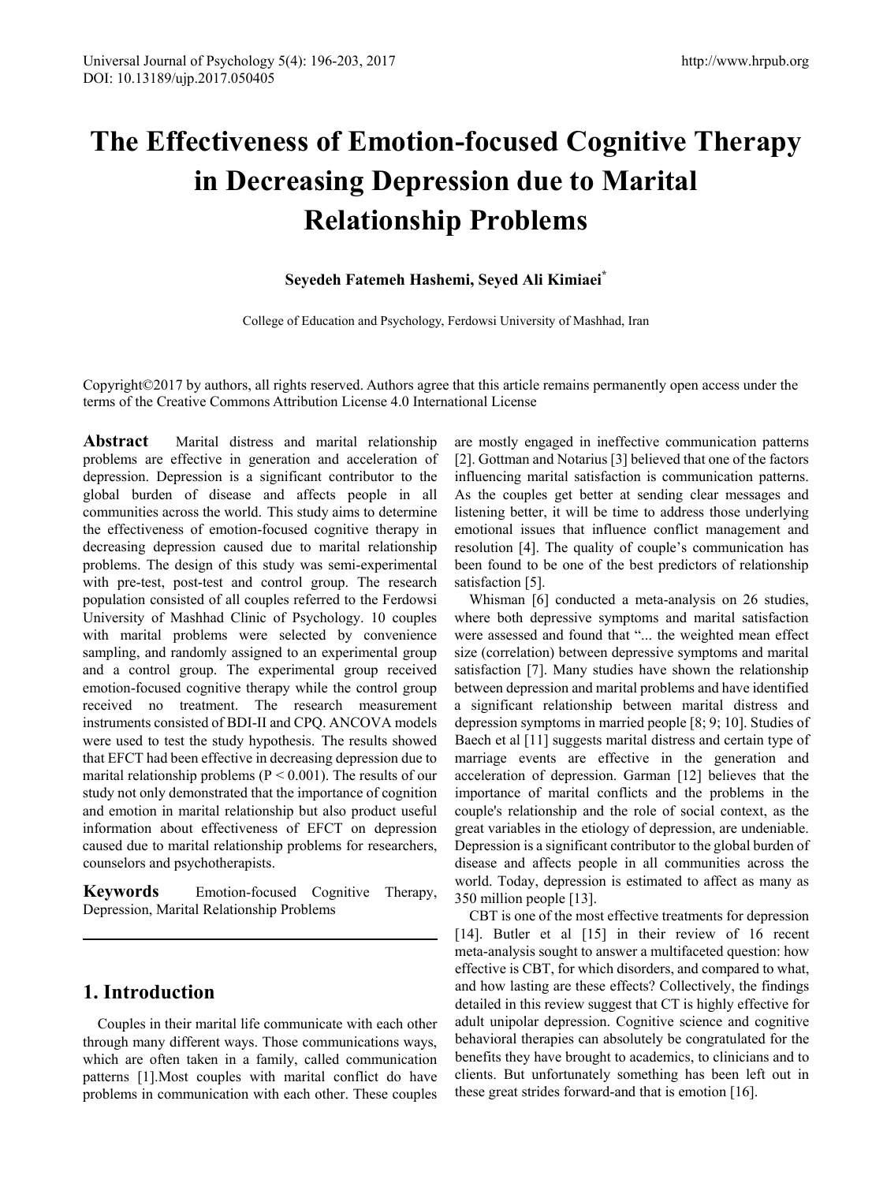# The Effectiveness of Emotion-focused Cognitive Therapy in Decreasing Depression due to Marital Relationship Problems

**Seyedeh Fatemeh Hashemi, Seyed Ali Kimiaei[*]**

College of Education and Psychology, Ferdowsi University of Mashhad, Iran

Copyright©2017 by authors, all rights reserved. Authors agree that this article remains permanently open access under the terms of the Creative Commons Attribution License 4.0 International License

**Abstract** Marital distress and marital relationship problems are effective in generation and acceleration of depression. Depression is a significant contributor to the global burden of disease and affects people in all communities across the world. This study aims to determine the effectiveness of emotion-focused cognitive therapy in decreasing depression caused due to marital relationship problems. The design of this study was semi-experimental with pre-test, post-test and control group. The research population consisted of all couples referred to the Ferdowsi University of Mashhad Clinic of Psychology. 10 couples with marital problems were selected by convenience sampling, and randomly assigned to an experimental group and a control group. The experimental group received emotion-focused cognitive therapy while the control group received no treatment. The research measurement instruments consisted of BDI-II and CPQ. ANCOVA models were used to test the study hypothesis. The results showed that EFCT had been effective in decreasing depression due to marital relationship problems ($P < 0.001$). The results of our study not only demonstrated that the importance of cognition and emotion in marital relationship but also product useful information about effectiveness of EFCT on depression caused due to marital relationship problems for researchers, counselors and psychotherapists.

**Keywords** Emotion-focused Cognitive Therapy, Depression, Marital Relationship Problems

## 1. Introduction

Couples in their marital life communicate with each other through many different ways. Those communications ways, which are often taken in a family, called communication patterns [1].Most couples with marital conflict do have problems in communication with each other. These couples are mostly engaged in ineffective communication patterns [2]. Gottman and Notarius [3] believed that one of the factors influencing marital satisfaction is communication patterns. As the couples get better at sending clear messages and listening better, it will be time to address those underlying emotional issues that influence conflict management and resolution [4]. The quality of couple's communication has been found to be one of the best predictors of relationship satisfaction [5].

Whisman [6] conducted a meta-analysis on 26 studies, where both depressive symptoms and marital satisfaction were assessed and found that "... the weighted mean effect size (correlation) between depressive symptoms and marital satisfaction [7]. Many studies have shown the relationship between depression and marital problems and have identified a significant relationship between marital distress and depression symptoms in married people [8; 9; 10]. Studies of Baech et al [11] suggests marital distress and certain type of marriage events are effective in the generation and acceleration of depression. Garman [12] believes that the importance of marital conflicts and the problems in the couple's relationship and the role of social context, as the great variables in the etiology of depression, are undeniable. Depression is a significant contributor to the global burden of disease and affects people in all communities across the world. Today, depression is estimated to affect as many as 350 million people [13].

CBT is one of the most effective treatments for depression [14]. Butler et al [15] in their review of 16 recent meta-analysis sought to answer a multifaceted question: how effective is CBT, for which disorders, and compared to what, and how lasting are these effects? Collectively, the findings detailed in this review suggest that CT is highly effective for adult unipolar depression. Cognitive science and cognitive behavioral therapies can absolutely be congratulated for the benefits they have brought to academics, to clinicians and to clients. But unfortunately something has been left out in these great strides forward-and that is emotion [16].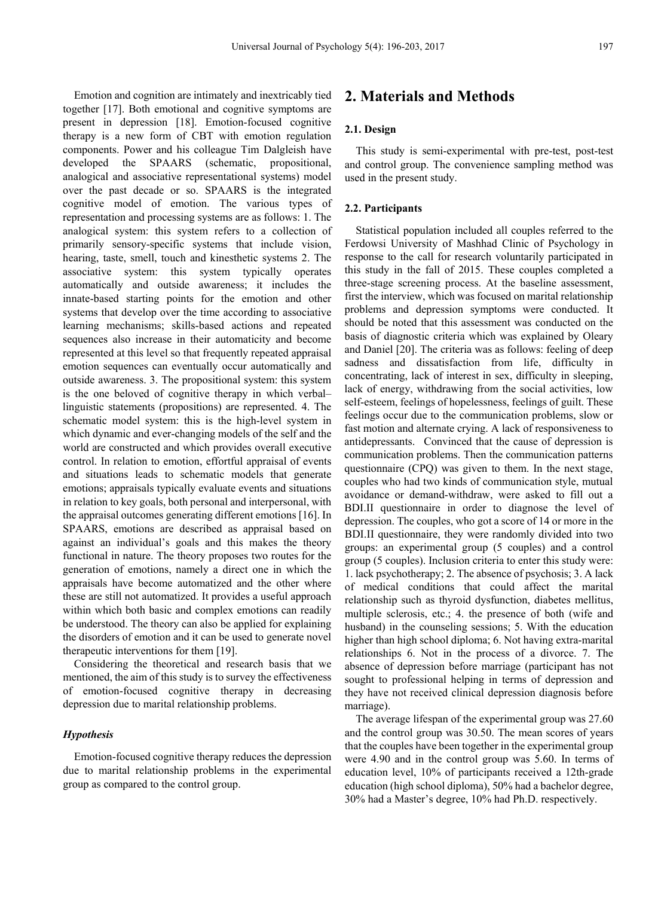Emotion and cognition are intimately and inextricably tied together [17]. Both emotional and cognitive symptoms are present in depression [18]. Emotion-focused cognitive therapy is a new form of CBT with emotion regulation components. Power and his colleague Tim Dalgleish have developed the SPAARS (schematic, propositional, analogical and associative representational systems) model over the past decade or so. SPAARS is the integrated cognitive model of emotion. The various types of representation and processing systems are as follows: 1. The analogical system: this system refers to a collection of primarily sensory-specific systems that include vision, hearing, taste, smell, touch and kinesthetic systems 2. The associative system: this system typically operates automatically and outside awareness; it includes the innate-based starting points for the emotion and other systems that develop over the time according to associative learning mechanisms; skills-based actions and repeated sequences also increase in their automaticity and become represented at this level so that frequently repeated appraisal emotion sequences can eventually occur automatically and outside awareness. 3. The propositional system: this system is the one beloved of cognitive therapy in which verbal–linguistic statements (propositions) are represented. 4. The schematic model system: this is the high-level system in which dynamic and ever-changing models of the self and the world are constructed and which provides overall executive control. In relation to emotion, effortful appraisal of events and situations leads to schematic models that generate emotions; appraisals typically evaluate events and situations in relation to key goals, both personal and interpersonal, with the appraisal outcomes generating different emotions [16]. In SPAARS, emotions are described as appraisal based on against an individual's goals and this makes the theory functional in nature. The theory proposes two routes for the generation of emotions, namely a direct one in which the appraisals have become automatized and the other where these are still not automatized. It provides a useful approach within which both basic and complex emotions can readily be understood. The theory can also be applied for explaining the disorders of emotion and it can be used to generate novel therapeutic interventions for them [19].

Considering the theoretical and research basis that we mentioned, the aim of this study is to survey the effectiveness of emotion-focused cognitive therapy in decreasing depression due to marital relationship problems.

### *Hypothesis*

Emotion-focused cognitive therapy reduces the depression due to marital relationship problems in the experimental group as compared to the control group.

# 2. Materials and Methods

### 2.1. Design

This study is semi-experimental with pre-test, post-test and control group. The convenience sampling method was used in the present study.

### 2.2. Participants

Statistical population included all couples referred to the Ferdowsi University of Mashhad Clinic of Psychology in response to the call for research voluntarily participated in this study in the fall of 2015. These couples completed a three-stage screening process. At the baseline assessment, first the interview, which was focused on marital relationship problems and depression symptoms were conducted. It should be noted that this assessment was conducted on the basis of diagnostic criteria which was explained by Oleary and Daniel [20]. The criteria was as follows: feeling of deep sadness and dissatisfaction from life, difficulty in concentrating, lack of interest in sex, difficulty in sleeping, lack of energy, withdrawing from the social activities, low self-esteem, feelings of hopelessness, feelings of guilt. These feelings occur due to the communication problems, slow or fast motion and alternate crying. A lack of responsiveness to antidepressants. Convinced that the cause of depression is communication problems. Then the communication patterns questionnaire (CPQ) was given to them. In the next stage, couples who had two kinds of communication style, mutual avoidance or demand-withdraw, were asked to fill out a BDI.II questionnaire in order to diagnose the level of depression. The couples, who got a score of 14 or more in the BDI.II questionnaire, they were randomly divided into two groups: an experimental group (5 couples) and a control group (5 couples). Inclusion criteria to enter this study were: 1. lack psychotherapy; 2. The absence of psychosis; 3. A lack of medical conditions that could affect the marital relationship such as thyroid dysfunction, diabetes mellitus, multiple sclerosis, etc.; 4. the presence of both (wife and husband) in the counseling sessions; 5. With the education higher than high school diploma; 6. Not having extra-marital relationships 6. Not in the process of a divorce. 7. The absence of depression before marriage (participant has not sought to professional helping in terms of depression and they have not received clinical depression diagnosis before marriage).

The average lifespan of the experimental group was 27.60 and the control group was 30.50. The mean scores of years that the couples have been together in the experimental group were 4.90 and in the control group was 5.60. In terms of education level, 10% of participants received a 12th-grade education (high school diploma), 50% had a bachelor degree, 30% had a Master's degree, 10% had Ph.D. respectively.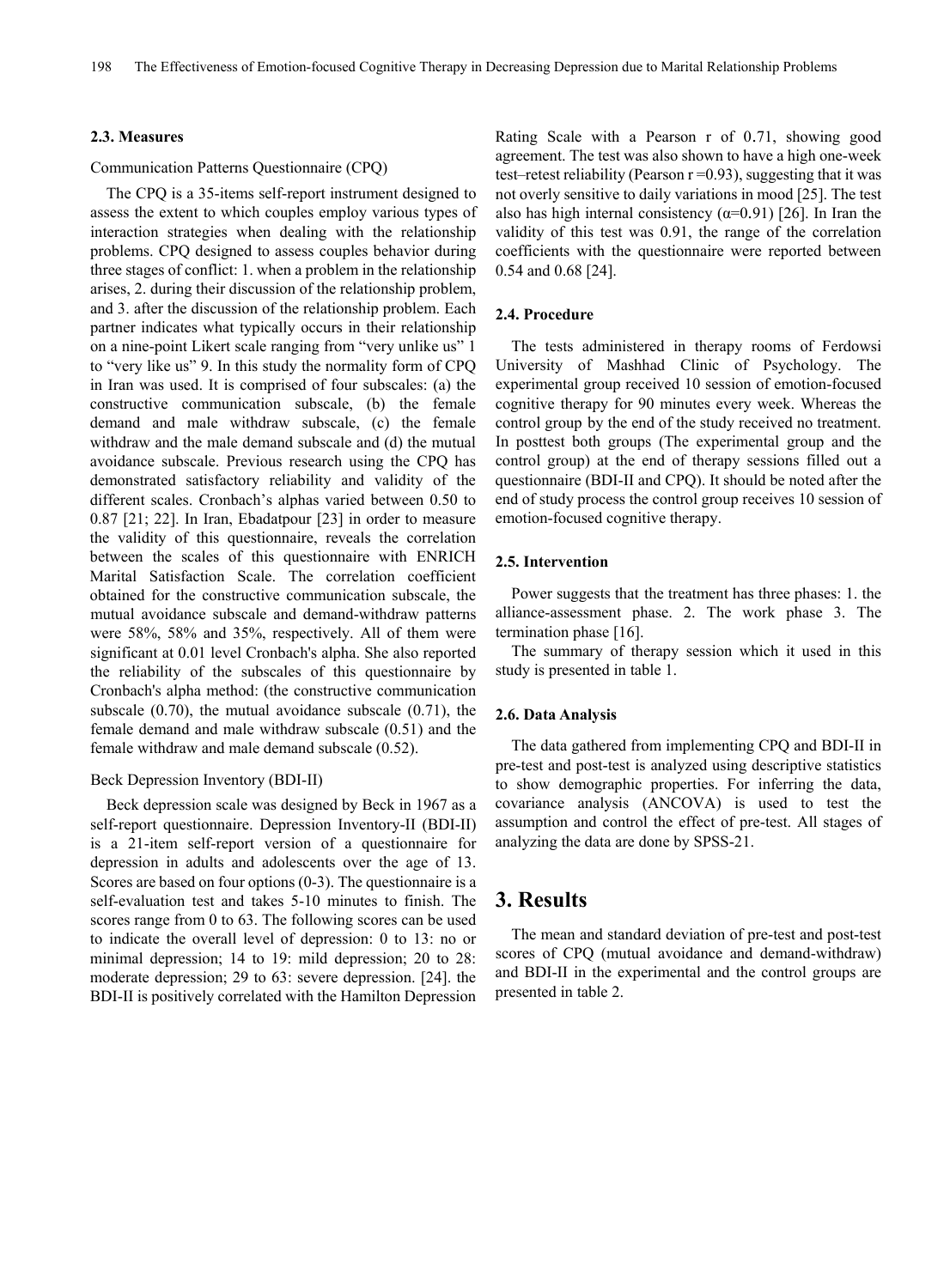### 2.3. Measures

Communication Patterns Questionnaire (CPQ)

The CPQ is a 35-items self-report instrument designed to assess the extent to which couples employ various types of interaction strategies when dealing with the relationship problems. CPQ designed to assess couples behavior during three stages of conflict: 1. when a problem in the relationship arises, 2. during their discussion of the relationship problem, and 3. after the discussion of the relationship problem. Each partner indicates what typically occurs in their relationship on a nine-point Likert scale ranging from "very unlike us" 1 to "very like us" 9. In this study the normality form of CPQ in Iran was used. It is comprised of four subscales: (a) the constructive communication subscale, (b) the female demand and male withdraw subscale, (c) the female withdraw and the male demand subscale and (d) the mutual avoidance subscale. Previous research using the CPQ has demonstrated satisfactory reliability and validity of the different scales. Cronbach's alphas varied between 0.50 to 0.87 [21; 22]. In Iran, Ebadatpour [23] in order to measure the validity of this questionnaire, reveals the correlation between the scales of this questionnaire with ENRICH Marital Satisfaction Scale. The correlation coefficient obtained for the constructive communication subscale, the mutual avoidance subscale and demand-withdraw patterns were 58%, 58% and 35%, respectively. All of them were significant at 0.01 level Cronbach's alpha. She also reported the reliability of the subscales of this questionnaire by Cronbach's alpha method: (the constructive communication subscale (0.70), the mutual avoidance subscale (0.71), the female demand and male withdraw subscale (0.51) and the female withdraw and male demand subscale (0.52).

Beck Depression Inventory (BDI-II)

Beck depression scale was designed by Beck in 1967 as a self-report questionnaire. Depression Inventory-II (BDI-II) is a 21-item self-report version of a questionnaire for depression in adults and adolescents over the age of 13. Scores are based on four options (0-3). The questionnaire is a self-evaluation test and takes 5-10 minutes to finish. The scores range from 0 to 63. The following scores can be used to indicate the overall level of depression: 0 to 13: no or minimal depression; 14 to 19: mild depression; 20 to 28: moderate depression; 29 to 63: severe depression. [24]. the BDI-II is positively correlated with the Hamilton Depression Rating Scale with a Pearson r of 0.71, showing good agreement. The test was also shown to have a high one-week test–retest reliability (Pearson r =0.93), suggesting that it was not overly sensitive to daily variations in mood [25]. The test also has high internal consistency (α=0.91) [26]. In Iran the validity of this test was 0.91, the range of the correlation coefficients with the questionnaire were reported between 0.54 and 0.68 [24].

### 2.4. Procedure

The tests administered in therapy rooms of Ferdowsi University of Mashhad Clinic of Psychology. The experimental group received 10 session of emotion-focused cognitive therapy for 90 minutes every week. Whereas the control group by the end of the study received no treatment. In posttest both groups (The experimental group and the control group) at the end of therapy sessions filled out a questionnaire (BDI-II and CPQ). It should be noted after the end of study process the control group receives 10 session of emotion-focused cognitive therapy.

### 2.5. Intervention

Power suggests that the treatment has three phases: 1. the alliance-assessment phase. 2. The work phase 3. The termination phase [16].

The summary of therapy session which it used in this study is presented in table 1.

### 2.6. Data Analysis

The data gathered from implementing CPQ and BDI-II in pre-test and post-test is analyzed using descriptive statistics to show demographic properties. For inferring the data, covariance analysis (ANCOVA) is used to test the assumption and control the effect of pre-test. All stages of analyzing the data are done by SPSS-21.

## 3. Results

The mean and standard deviation of pre-test and post-test scores of CPQ (mutual avoidance and demand-withdraw) and BDI-II in the experimental and the control groups are presented in table 2.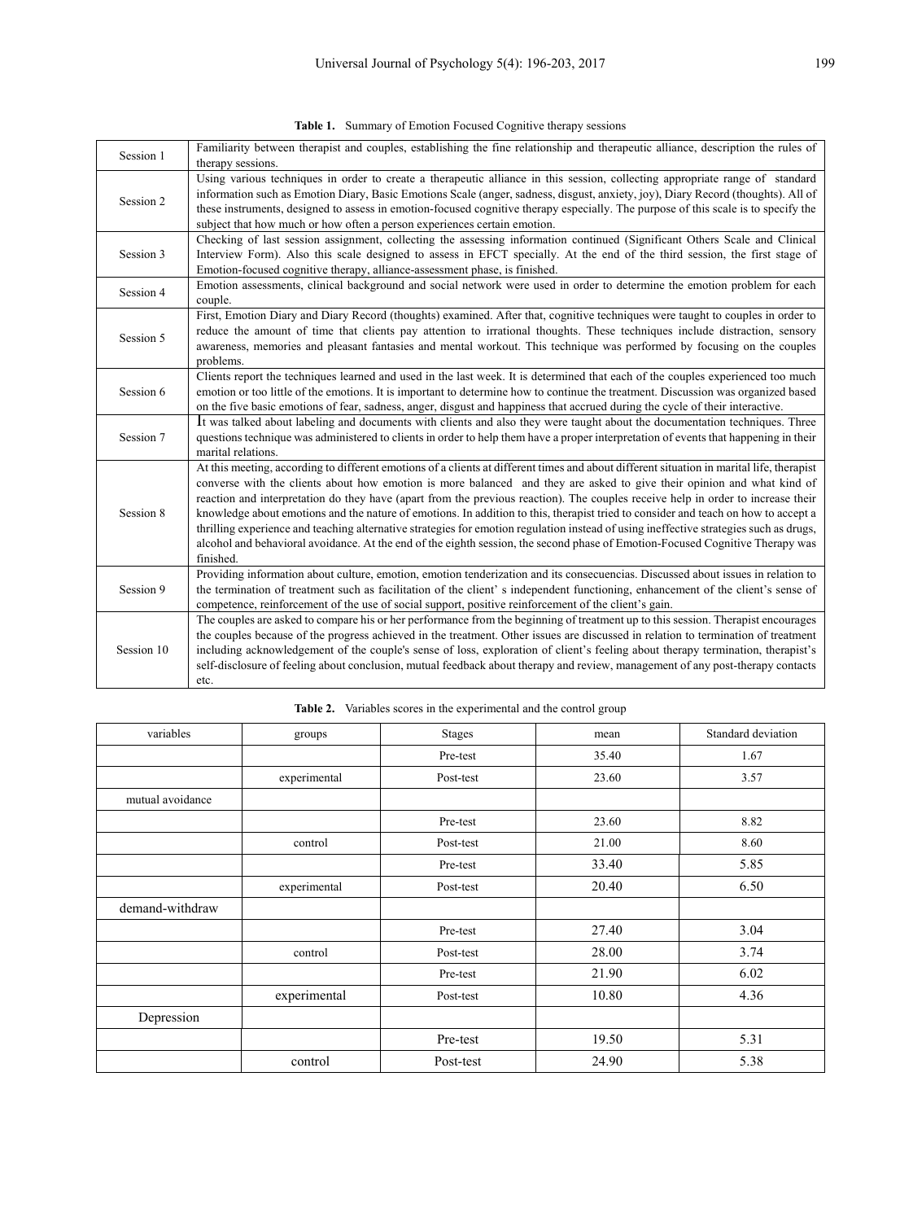**Table 1.** Summary of Emotion Focused Cognitive therapy sessions

| | |
|---|---|
| Session 1 | Familiarity between therapist and couples, establishing the fine relationship and therapeutic alliance, description the rules of therapy sessions. |
| Session 2 | Using various techniques in order to create a therapeutic alliance in this session, collecting appropriate range of standard information such as Emotion Diary, Basic Emotions Scale (anger, sadness, disgust, anxiety, joy), Diary Record (thoughts). All of these instruments, designed to assess in emotion-focused cognitive therapy especially. The purpose of this scale is to specify the subject that how much or how often a person experiences certain emotion. |
| Session 3 | Checking of last session assignment, collecting the assessing information continued (Significant Others Scale and Clinical Interview Form). Also this scale designed to assess in EFCT specially. At the end of the third session, the first stage of Emotion-focused cognitive therapy, alliance-assessment phase, is finished. |
| Session 4 | Emotion assessments, clinical background and social network were used in order to determine the emotion problem for each couple. |
| Session 5 | First, Emotion Diary and Diary Record (thoughts) examined. After that, cognitive techniques were taught to couples in order to reduce the amount of time that clients pay attention to irrational thoughts. These techniques include distraction, sensory awareness, memories and pleasant fantasies and mental workout. This technique was performed by focusing on the couples problems. |
| Session 6 | Clients report the techniques learned and used in the last week. It is determined that each of the couples experienced too much emotion or too little of the emotions. It is important to determine how to continue the treatment. Discussion was organized based on the five basic emotions of fear, sadness, anger, disgust and happiness that accrued during the cycle of their interactive. |
| Session 7 | It was talked about labeling and documents with clients and also they were taught about the documentation techniques. Three questions technique was administered to clients in order to help them have a proper interpretation of events that happening in their marital relations. |
| Session 8 | At this meeting, according to different emotions of a clients at different times and about different situation in marital life, therapist converse with the clients about how emotion is more balanced and they are asked to give their opinion and what kind of reaction and interpretation do they have (apart from the previous reaction). The couples receive help in order to increase their knowledge about emotions and the nature of emotions. In addition to this, therapist tried to consider and teach on how to accept a thrilling experience and teaching alternative strategies for emotion regulation instead of using ineffective strategies such as drugs, alcohol and behavioral avoidance. At the end of the eighth session, the second phase of Emotion-Focused Cognitive Therapy was finished. |
| Session 9 | Providing information about culture, emotion, emotion tenderization and its consecuencias. Discussed about issues in relation to the termination of treatment such as facilitation of the client' s independent functioning, enhancement of the client's sense of competence, reinforcement of the use of social support, positive reinforcement of the client's gain. |
| Session 10 | The couples are asked to compare his or her performance from the beginning of treatment up to this session. Therapist encourages the couples because of the progress achieved in the treatment. Other issues are discussed in relation to termination of treatment including acknowledgement of the couple's sense of loss, exploration of client's feeling about therapy termination, therapist's self-disclosure of feeling about conclusion, mutual feedback about therapy and review, management of any post-therapy contacts etc. |

**Table 2.** Variables scores in the experimental and the control group

| variables | groups | Stages | mean | Standard deviation |
|---|---|---|---|---|
| | | Pre-test | 35.40 | 1.67 |
| | experimental | Post-test | 23.60 | 3.57 |
| mutual avoidance | | | | |
| | | Pre-test | 23.60 | 8.82 |
| | control | Post-test | 21.00 | 8.60 |
| | | Pre-test | 33.40 | 5.85 |
| | experimental | Post-test | 20.40 | 6.50 |
| demand-withdraw | | | | |
| | | Pre-test | 27.40 | 3.04 |
| | control | Post-test | 28.00 | 3.74 |
| | | Pre-test | 21.90 | 6.02 |
| | experimental | Post-test | 10.80 | 4.36 |
| Depression | | | | |
| | | Pre-test | 19.50 | 5.31 |
| | control | Post-test | 24.90 | 5.38 |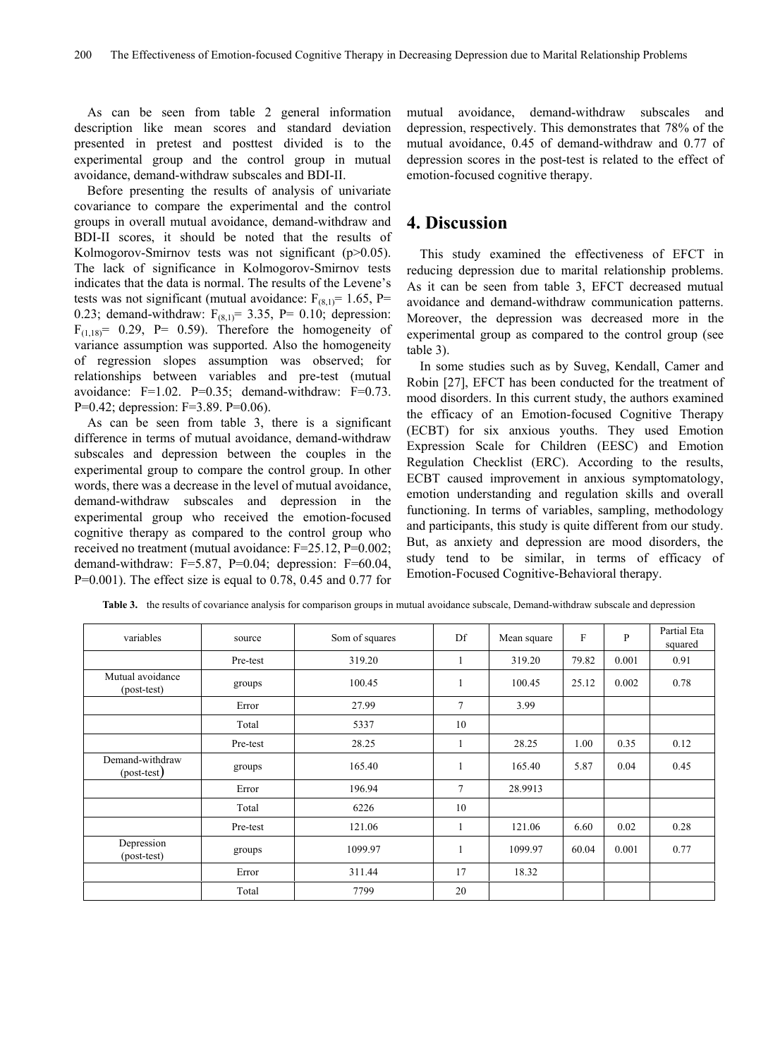As can be seen from table 2 general information description like mean scores and standard deviation presented in pretest and posttest divided is to the experimental group and the control group in mutual avoidance, demand-withdraw subscales and BDI-II.

Before presenting the results of analysis of univariate covariance to compare the experimental and the control groups in overall mutual avoidance, demand-withdraw and BDI-II scores, it should be noted that the results of Kolmogorov-Smirnov tests was not significant ($p>0.05$). The lack of significance in Kolmogorov-Smirnov tests indicates that the data is normal. The results of the Levene's tests was not significant (mutual avoidance: $F_{(8,1)}= 1.65$, $P= 0.23$; demand-withdraw: $F_{(8,1)}= 3.35$, $P= 0.10$; depression: $F_{(1,18)}= 0.29$, $P= 0.59$). Therefore the homogeneity of variance assumption was supported. Also the homogeneity of regression slopes assumption was observed; for relationships between variables and pre-test (mutual avoidance: $F=1.02$. $P=0.35$; demand-withdraw: $F=0.73$. $P=0.42$; depression: $F=3.89$. $P=0.06$).

As can be seen from table 3, there is a significant difference in terms of mutual avoidance, demand-withdraw subscales and depression between the couples in the experimental group to compare the control group. In other words, there was a decrease in the level of mutual avoidance, demand-withdraw subscales and depression in the experimental group who received the emotion-focused cognitive therapy as compared to the control group who received no treatment (mutual avoidance: $F=25.12$, $P=0.002$; demand-withdraw: $F=5.87$, $P=0.04$; depression: $F=60.04$, $P=0.001$). The effect size is equal to 0.78, 0.45 and 0.77 for mutual avoidance, demand-withdraw subscales and depression, respectively. This demonstrates that 78% of the mutual avoidance, 0.45 of demand-withdraw and 0.77 of depression scores in the post-test is related to the effect of emotion-focused cognitive therapy.

## 4. Discussion

This study examined the effectiveness of EFCT in reducing depression due to marital relationship problems. As it can be seen from table 3, EFCT decreased mutual avoidance and demand-withdraw communication patterns. Moreover, the depression was decreased more in the experimental group as compared to the control group (see table 3).

In some studies such as by Suveg, Kendall, Camer and Robin [27], EFCT has been conducted for the treatment of mood disorders. In this current study, the authors examined the efficacy of an Emotion-focused Cognitive Therapy (ECBT) for six anxious youths. They used Emotion Expression Scale for Children (EESC) and Emotion Regulation Checklist (ERC). According to the results, ECBT caused improvement in anxious symptomatology, emotion understanding and regulation skills and overall functioning. In terms of variables, sampling, methodology and participants, this study is quite different from our study. But, as anxiety and depression are mood disorders, the study tend to be similar, in terms of efficacy of Emotion-Focused Cognitive-Behavioral therapy.

**Table 3.** the results of covariance analysis for comparison groups in mutual avoidance subscale, Demand-withdraw subscale and depression

| variables | source | Som of squares | Df | Mean square | F | P | Partial Eta squared |
|---|---|---|---|---|---|---|---|
| | Pre-test | 319.20 | 1 | 319.20 | 79.82 | 0.001 | 0.91 |
| Mutual avoidance (post-test) | groups | 100.45 | 1 | 100.45 | 25.12 | 0.002 | 0.78 |
| | Error | 27.99 | 7 | 3.99 | | | |
| | Total | 5337 | 10 | | | | |
| | Pre-test | 28.25 | 1 | 28.25 | 1.00 | 0.35 | 0.12 |
| Demand-withdraw (post-test) | groups | 165.40 | 1 | 165.40 | 5.87 | 0.04 | 0.45 |
| | Error | 196.94 | 7 | 28.9913 | | | |
| | Total | 6226 | 10 | | | | |
| | Pre-test | 121.06 | 1 | 121.06 | 6.60 | 0.02 | 0.28 |
| Depression (post-test) | groups | 1099.97 | 1 | 1099.97 | 60.04 | 0.001 | 0.77 |
| | Error | 311.44 | 17 | 18.32 | | | |
| | Total | 7799 | 20 | | | | |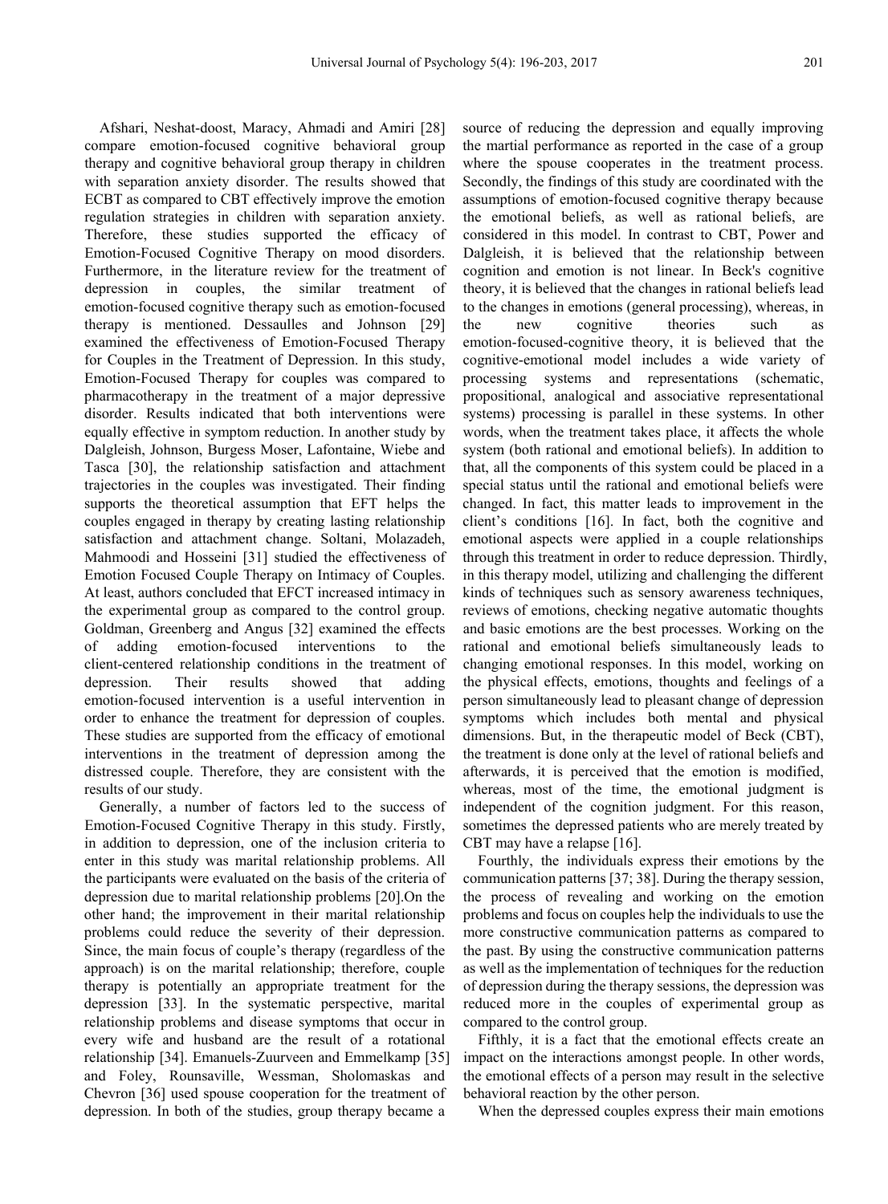Afshari, Neshat-doost, Maracy, Ahmadi and Amiri [28] compare emotion-focused cognitive behavioral group therapy and cognitive behavioral group therapy in children with separation anxiety disorder. The results showed that ECBT as compared to CBT effectively improve the emotion regulation strategies in children with separation anxiety. Therefore, these studies supported the efficacy of Emotion-Focused Cognitive Therapy on mood disorders. Furthermore, in the literature review for the treatment of depression in couples, the similar treatment of emotion-focused cognitive therapy such as emotion-focused therapy is mentioned. Dessaulles and Johnson [29] examined the effectiveness of Emotion-Focused Therapy for Couples in the Treatment of Depression. In this study, Emotion-Focused Therapy for couples was compared to pharmacotherapy in the treatment of a major depressive disorder. Results indicated that both interventions were equally effective in symptom reduction. In another study by Dalgleish, Johnson, Burgess Moser, Lafontaine, Wiebe and Tasca [30], the relationship satisfaction and attachment trajectories in the couples was investigated. Their finding supports the theoretical assumption that EFT helps the couples engaged in therapy by creating lasting relationship satisfaction and attachment change. Soltani, Molazadeh, Mahmoodi and Hosseini [31] studied the effectiveness of Emotion Focused Couple Therapy on Intimacy of Couples. At least, authors concluded that EFCT increased intimacy in the experimental group as compared to the control group. Goldman, Greenberg and Angus [32] examined the effects of adding emotion-focused interventions to the client-centered relationship conditions in the treatment of depression. Their results showed that adding emotion-focused intervention is a useful intervention in order to enhance the treatment for depression of couples. These studies are supported from the efficacy of emotional interventions in the treatment of depression among the distressed couple. Therefore, they are consistent with the results of our study.

Generally, a number of factors led to the success of Emotion-Focused Cognitive Therapy in this study. Firstly, in addition to depression, one of the inclusion criteria to enter in this study was marital relationship problems. All the participants were evaluated on the basis of the criteria of depression due to marital relationship problems [20].On the other hand; the improvement in their marital relationship problems could reduce the severity of their depression. Since, the main focus of couple's therapy (regardless of the approach) is on the marital relationship; therefore, couple therapy is potentially an appropriate treatment for the depression [33]. In the systematic perspective, marital relationship problems and disease symptoms that occur in every wife and husband are the result of a rotational relationship [34]. Emanuels-Zuurveen and Emmelkamp [35] and Foley, Rounsaville, Wessman, Sholomaskas and Chevron [36] used spouse cooperation for the treatment of depression. In both of the studies, group therapy became a source of reducing the depression and equally improving the martial performance as reported in the case of a group where the spouse cooperates in the treatment process. Secondly, the findings of this study are coordinated with the assumptions of emotion-focused cognitive therapy because the emotional beliefs, as well as rational beliefs, are considered in this model. In contrast to CBT, Power and Dalgleish, it is believed that the relationship between cognition and emotion is not linear. In Beck's cognitive theory, it is believed that the changes in rational beliefs lead to the changes in emotions (general processing), whereas, in the new cognitive theories such as emotion-focused-cognitive theory, it is believed that the cognitive-emotional model includes a wide variety of processing systems and representations (schematic, propositional, analogical and associative representational systems) processing is parallel in these systems. In other words, when the treatment takes place, it affects the whole system (both rational and emotional beliefs). In addition to that, all the components of this system could be placed in a special status until the rational and emotional beliefs were changed. In fact, this matter leads to improvement in the client's conditions [16]. In fact, both the cognitive and emotional aspects were applied in a couple relationships through this treatment in order to reduce depression. Thirdly, in this therapy model, utilizing and challenging the different kinds of techniques such as sensory awareness techniques, reviews of emotions, checking negative automatic thoughts and basic emotions are the best processes. Working on the rational and emotional beliefs simultaneously leads to changing emotional responses. In this model, working on the physical effects, emotions, thoughts and feelings of a person simultaneously lead to pleasant change of depression symptoms which includes both mental and physical dimensions. But, in the therapeutic model of Beck (CBT), the treatment is done only at the level of rational beliefs and afterwards, it is perceived that the emotion is modified, whereas, most of the time, the emotional judgment is independent of the cognition judgment. For this reason, sometimes the depressed patients who are merely treated by CBT may have a relapse [16].

Fourthly, the individuals express their emotions by the communication patterns [37; 38]. During the therapy session, the process of revealing and working on the emotion problems and focus on couples help the individuals to use the more constructive communication patterns as compared to the past. By using the constructive communication patterns as well as the implementation of techniques for the reduction of depression during the therapy sessions, the depression was reduced more in the couples of experimental group as compared to the control group.

Fifthly, it is a fact that the emotional effects create an impact on the interactions amongst people. In other words, the emotional effects of a person may result in the selective behavioral reaction by the other person.

When the depressed couples express their main emotions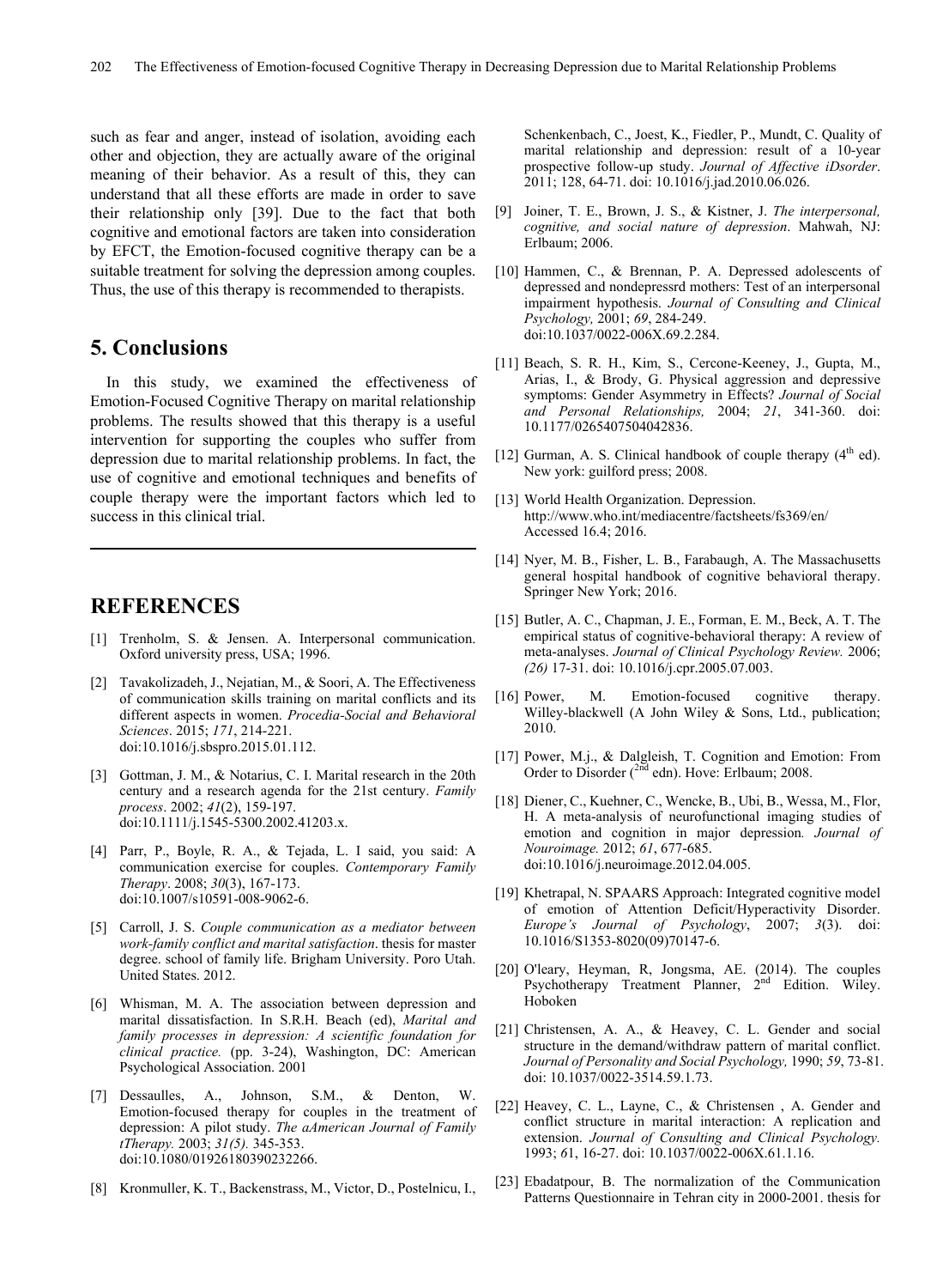such as fear and anger, instead of isolation, avoiding each other and objection, they are actually aware of the original meaning of their behavior. As a result of this, they can understand that all these efforts are made in order to save their relationship only [39]. Due to the fact that both cognitive and emotional factors are taken into consideration by EFCT, the Emotion-focused cognitive therapy can be a suitable treatment for solving the depression among couples. Thus, the use of this therapy is recommended to therapists.

## 5. Conclusions

In this study, we examined the effectiveness of Emotion-Focused Cognitive Therapy on marital relationship problems. The results showed that this therapy is a useful intervention for supporting the couples who suffer from depression due to marital relationship problems. In fact, the use of cognitive and emotional techniques and benefits of couple therapy were the important factors which led to success in this clinical trial.

## REFERENCES

[1] Trenholm, S. & Jensen. A. Interpersonal communication. Oxford university press, USA; 1996.

[2] Tavakolizadeh, J., Nejatian, M., & Soori, A. The Effectiveness of communication skills training on marital conflicts and its different aspects in women. *Procedia-Social and Behavioral Sciences*. 2015; *171*, 214-221. doi:10.1016/j.sbspro.2015.01.112.

[3] Gottman, J. M., & Notarius, C. I. Marital research in the 20th century and a research agenda for the 21st century. *Family process*. 2002; *41*(2), 159-197. doi:10.1111/j.1545-5300.2002.41203.x.

[4] Parr, P., Boyle, R. A., & Tejada, L. I said, you said: A communication exercise for couples. *Contemporary Family Therapy*. 2008; *30*(3), 167-173. doi:10.1007/s10591-008-9062-6.

[5] Carroll, J. S. *Couple communication as a mediator between work-family conflict and marital satisfaction*. thesis for master degree. school of family life. Brigham University. Poro Utah. United States. 2012.

[6] Whisman, M. A. The association between depression and marital dissatisfaction. In S.R.H. Beach (ed), *Marital and family processes in depression: A scientific foundation for clinical practice.* (pp. 3-24), Washington, DC: American Psychological Association. 2001

[7] Dessaulles, A., Johnson, S.M., & Denton, W. Emotion-focused therapy for couples in the treatment of depression: A pilot study. *The aAmerican Journal of Family tTherapy.* 2003; *31(5).* 345-353. doi:10.1080/01926180390232266.

[8] Kronmuller, K. T., Backenstrass, M., Victor, D., Postelnicu, I., Schenkenbach, C., Joest, K., Fiedler, P., Mundt, C. Quality of marital relationship and depression: result of a 10-year prospective follow-up study. *Journal of Affective iDsorder*. 2011; 128, 64-71. doi: 10.1016/j.jad.2010.06.026.

[9] Joiner, T. E., Brown, J. S., & Kistner, J. *The interpersonal, cognitive, and social nature of depression*. Mahwah, NJ: Erlbaum; 2006.

[10] Hammen, C., & Brennan, P. A. Depressed adolescents of depressed and nondepressrd mothers: Test of an interpersonal impairment hypothesis. *Journal of Consulting and Clinical Psychology,* 2001; *69*, 284-249. doi:10.1037/0022-006X.69.2.284.

[11] Beach, S. R. H., Kim, S., Cercone-Keeney, J., Gupta, M., Arias, I., & Brody, G. Physical aggression and depressive symptoms: Gender Asymmetry in Effects? *Journal of Social and Personal Relationships,* 2004; *21*, 341-360. doi: 10.1177/0265407504042836.

[12] Gurman, A. S. Clinical handbook of couple therapy (4th ed). New york: guilford press; 2008.

[13] World Health Organization. Depression. http://www.who.int/mediacentre/factsheets/fs369/en/ Accessed 16.4; 2016.

[14] Nyer, M. B., Fisher, L. B., Farabaugh, A. The Massachusetts general hospital handbook of cognitive behavioral therapy. Springer New York; 2016.

[15] Butler, A. C., Chapman, J. E., Forman, E. M., Beck, A. T. The empirical status of cognitive-behavioral therapy: A review of meta-analyses. *Journal of Clinical Psychology Review.* 2006; *(26)* 17-31. doi: 10.1016/j.cpr.2005.07.003.

[16] Power, M. Emotion-focused cognitive therapy. Willey-blackwell (A John Wiley & Sons, Ltd., publication; 2010.

[17] Power, M.j., & Dalgleish, T. Cognition and Emotion: From Order to Disorder (2nd edn). Hove: Erlbaum; 2008.

[18] Diener, C., Kuehner, C., Wencke, B., Ubi, B., Wessa, M., Flor, H. A meta-analysis of neurofunctional imaging studies of emotion and cognition in major depression*. Journal of Nouroimage.* 2012; *61*, 677-685. doi:10.1016/j.neuroimage.2012.04.005.

[19] Khetrapal, N. SPAARS Approach: Integrated cognitive model of emotion of Attention Deficit/Hyperactivity Disorder. *Europe's Journal of Psychology*, 2007; *3*(3). doi: 10.1016/S1353-8020(09)70147-6.

[20] O'leary, Heyman, R, Jongsma, AE. (2014). The couples Psychotherapy Treatment Planner, 2nd Edition. Wiley. Hoboken

[21] Christensen, A. A., & Heavey, C. L. Gender and social structure in the demand/withdraw pattern of marital conflict. *Journal of Personality and Social Psychology,* 1990; *59*, 73-81. doi: 10.1037/0022-3514.59.1.73.

[22] Heavey, C. L., Layne, C., & Christensen , A. Gender and conflict structure in marital interaction: A replication and extension. *Journal of Consulting and Clinical Psychology.* 1993; *6*1, 16-27. doi: 10.1037/0022-006X.61.1.16.

[23] Ebadatpour, B. The normalization of the Communication Patterns Questionnaire in Tehran city in 2000-2001. thesis for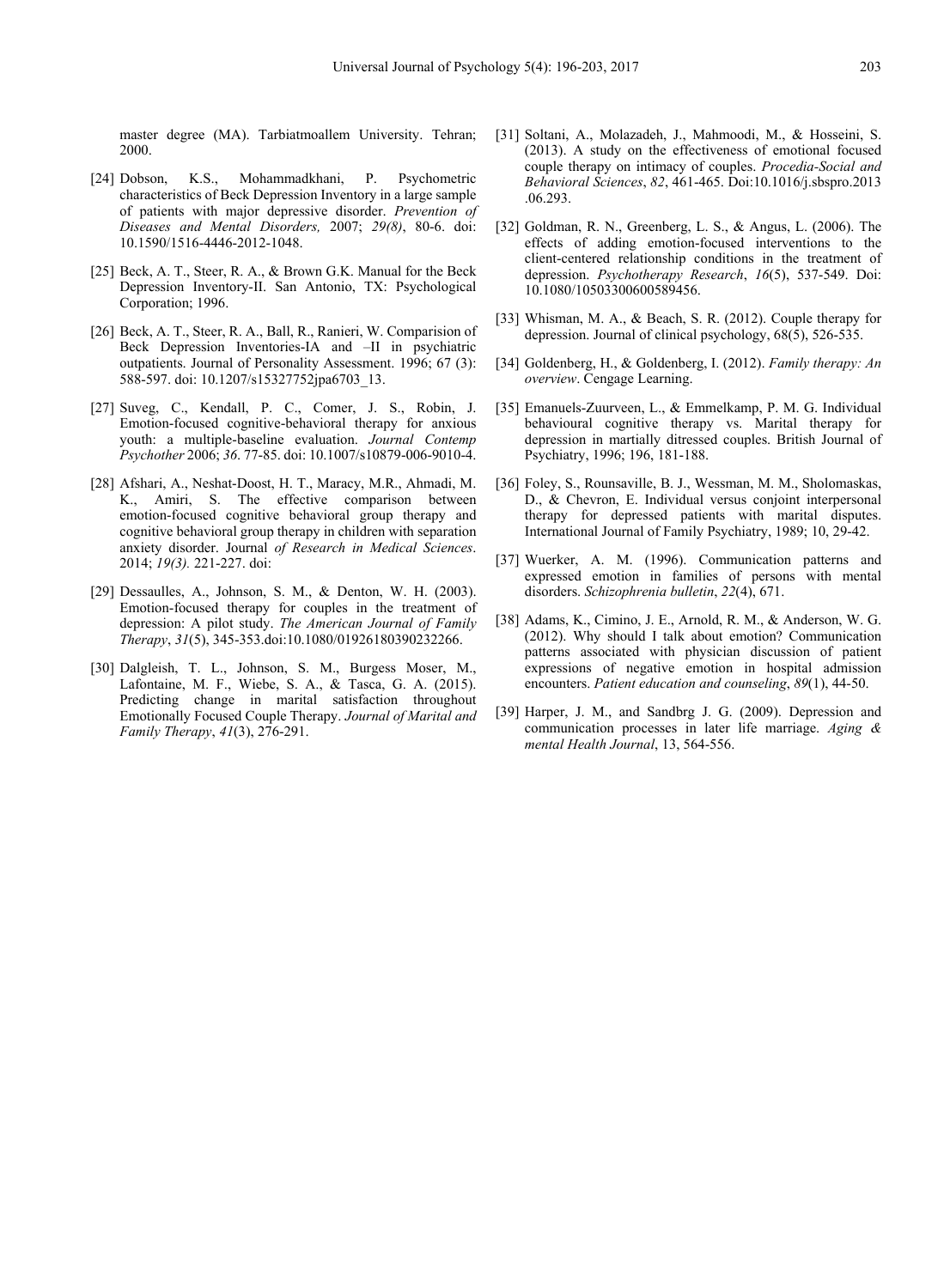master degree (MA). Tarbiatmoallem University. Tehran; 2000.

[24] Dobson, K.S., Mohammadkhani, P. Psychometric characteristics of Beck Depression Inventory in a large sample of patients with major depressive disorder. *Prevention of Diseases and Mental Disorders,* 2007; *29(8)*, 80-6. doi: 10.1590/1516-4446-2012-1048.

[25] Beck, A. T., Steer, R. A., & Brown G.K. Manual for the Beck Depression Inventory-II. San Antonio, TX: Psychological Corporation; 1996.

[26] Beck, A. T., Steer, R. A., Ball, R., Ranieri, W. Comparision of Beck Depression Inventories-IA and –II in psychiatric outpatients. Journal of Personality Assessment. 1996; 67 (3): 588-597. doi: 10.1207/s15327752jpa6703_13.

[27] Suveg, C., Kendall, P. C., Comer, J. S., Robin, J. Emotion-focused cognitive-behavioral therapy for anxious youth: a multiple-baseline evaluation. *Journal Contemp Psychother* 2006; *36*. 77-85. doi: 10.1007/s10879-006-9010-4.

[28] Afshari, A., Neshat-Doost, H. T., Maracy, M.R., Ahmadi, M. K., Amiri, S. The effective comparison between emotion-focused cognitive behavioral group therapy and cognitive behavioral group therapy in children with separation anxiety disorder. Journal *of Research in Medical Sciences*. 2014; *19(3).* 221-227. doi:

[29] Dessaulles, A., Johnson, S. M., & Denton, W. H. (2003). Emotion-focused therapy for couples in the treatment of depression: A pilot study. *The American Journal of Family Therapy*, *31*(5), 345-353.doi:10.1080/01926180390232266.

[30] Dalgleish, T. L., Johnson, S. M., Burgess Moser, M., Lafontaine, M. F., Wiebe, S. A., & Tasca, G. A. (2015). Predicting change in marital satisfaction throughout Emotionally Focused Couple Therapy. *Journal of Marital and Family Therapy*, *41*(3), 276-291.

[31] Soltani, A., Molazadeh, J., Mahmoodi, M., & Hosseini, S. (2013). A study on the effectiveness of emotional focused couple therapy on intimacy of couples. *Procedia-Social and Behavioral Sciences*, *82*, 461-465. Doi:10.1016/j.sbspro.2013.06.293.

[32] Goldman, R. N., Greenberg, L. S., & Angus, L. (2006). The effects of adding emotion-focused interventions to the client-centered relationship conditions in the treatment of depression. *Psychotherapy Research*, *16*(5), 537-549. Doi: 10.1080/10503300600589456.

[33] Whisman, M. A., & Beach, S. R. (2012). Couple therapy for depression. Journal of clinical psychology, 68(5), 526-535.

[34] Goldenberg, H., & Goldenberg, I. (2012). *Family therapy: An overview*. Cengage Learning.

[35] Emanuels-Zuurveen, L., & Emmelkamp, P. M. G. Individual behavioural cognitive therapy vs. Marital therapy for depression in martially ditressed couples. British Journal of Psychiatry, 1996; 196, 181-188.

[36] Foley, S., Rounsaville, B. J., Wessman, M. M., Sholomaskas, D., & Chevron, E. Individual versus conjoint interpersonal therapy for depressed patients with marital disputes. International Journal of Family Psychiatry, 1989; 10, 29-42.

[37] Wuerker, A. M. (1996). Communication patterns and expressed emotion in families of persons with mental disorders. *Schizophrenia bulletin*, *22*(4), 671.

[38] Adams, K., Cimino, J. E., Arnold, R. M., & Anderson, W. G. (2012). Why should I talk about emotion? Communication patterns associated with physician discussion of patient expressions of negative emotion in hospital admission encounters. *Patient education and counseling*, *89*(1), 44-50.

[39] Harper, J. M., and Sandbrg J. G. (2009). Depression and communication processes in later life marriage. *Aging & mental Health Journal*, 13, 564-556.